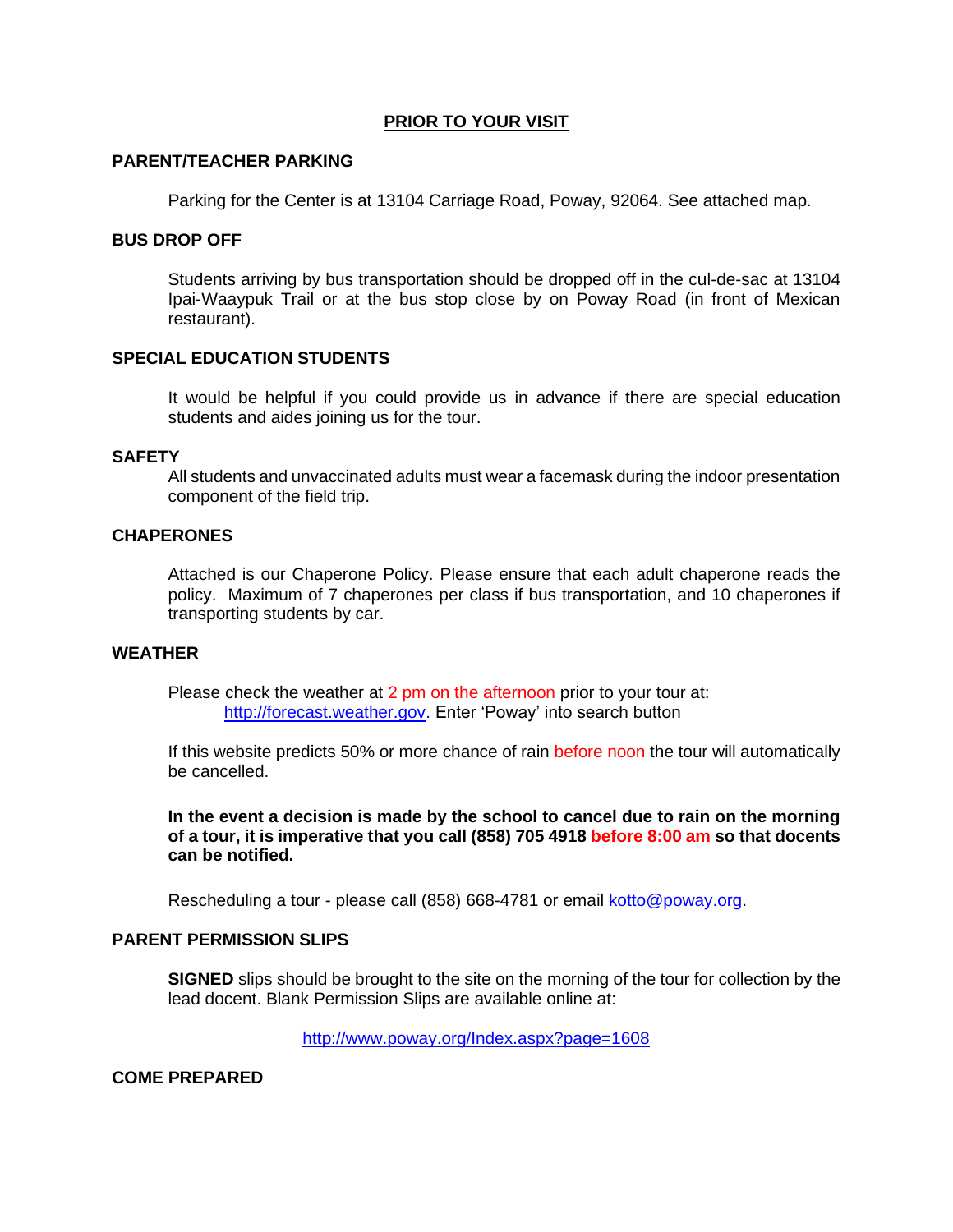# PRIOR TO YOUR VISIT

## PARENT/TEACHER PARKING

Parking for the Center is at 13104 Carriage Road, Poway, 92064. See attached map.

## BUS DROP OFF

Students arriving by bus transportation should be dropped off in the cul-de-sac at 13104 Ipai-Waaypuk Trail or at the bus stop close by on Poway Road (in front of Mexican restaurant).

## SPECIAL EDUCATION STUDENTS

It would be helpful if you could provide us in advance if there are special education students and aides joining us for the tour.

## SAFETY

All students and unvaccinated adults must wear a facemask during the indoor presentation component of the field trip.

## CHAPERONES

Attached is our Chaperone Policy. Please ensure that each adult chaperone reads the policy. Maximum of 7 chaperones per class if bus transportation, and 10 chaperones if transporting students by car.

## WEATHER

Please check the weather at 2 pm on the afternoon prior to your tour at:
[http://forecast.weather.gov](http://forecast.weather.gov). Enter 'Poway' into search button

If this website predicts 50% or more chance of rain before noon the tour will automatically be cancelled.

**In the event a decision is made by the school to cancel due to rain on the morning of a tour, it is imperative that you call (858) 705 4918 before 8:00 am so that docents can be notified.**

Rescheduling a tour - please call (858) 668-4781 or email kotto@poway.org.

## PARENT PERMISSION SLIPS

**SIGNED** slips should be brought to the site on the morning of the tour for collection by the lead docent. Blank Permission Slips are available online at:

[http://www.poway.org/Index.aspx?page=1608](http://www.poway.org/Index.aspx?page=1608)

## COME PREPARED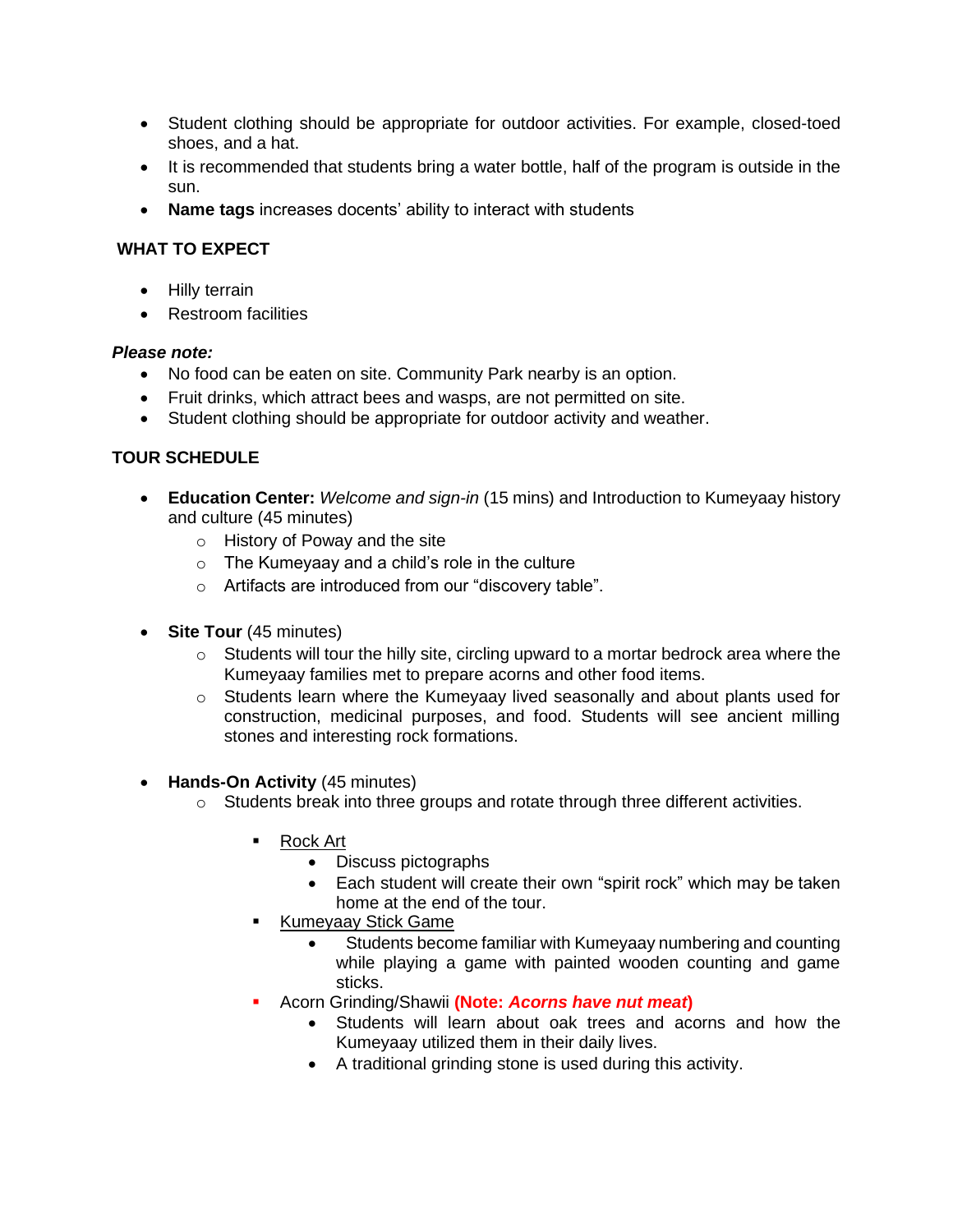- Student clothing should be appropriate for outdoor activities. For example, closed-toed shoes, and a hat.
- It is recommended that students bring a water bottle, half of the program is outside in the sun.
- **Name tags** increases docents' ability to interact with students

**WHAT TO EXPECT**

- Hilly terrain
- Restroom facilities

***Please note:***

- No food can be eaten on site. Community Park nearby is an option.
- Fruit drinks, which attract bees and wasps, are not permitted on site.
- Student clothing should be appropriate for outdoor activity and weather.

**TOUR SCHEDULE**

- **Education Center:** *Welcome and sign-in* (15 mins) and Introduction to Kumeyaay history and culture (45 minutes)
    - History of Poway and the site
    - The Kumeyaay and a child's role in the culture
    - Artifacts are introduced from our "discovery table".

- **Site Tour** (45 minutes)
    - Students will tour the hilly site, circling upward to a mortar bedrock area where the Kumeyaay families met to prepare acorns and other food items.
    - Students learn where the Kumeyaay lived seasonally and about plants used for construction, medicinal purposes, and food. Students will see ancient milling stones and interesting rock formations.

- **Hands-On Activity** (45 minutes)
    - Students break into three groups and rotate through three different activities.
        - Rock Art
            - Discuss pictographs
            - Each student will create their own "spirit rock" which may be taken home at the end of the tour.
        - Kumeyaay Stick Game
            - Students become familiar with Kumeyaay numbering and counting while playing a game with painted wooden counting and game sticks.
        - Acorn Grinding/Shawii **(Note: *Acorns have nut meat*)**
            - Students will learn about oak trees and acorns and how the Kumeyaay utilized them in their daily lives.
            - A traditional grinding stone is used during this activity.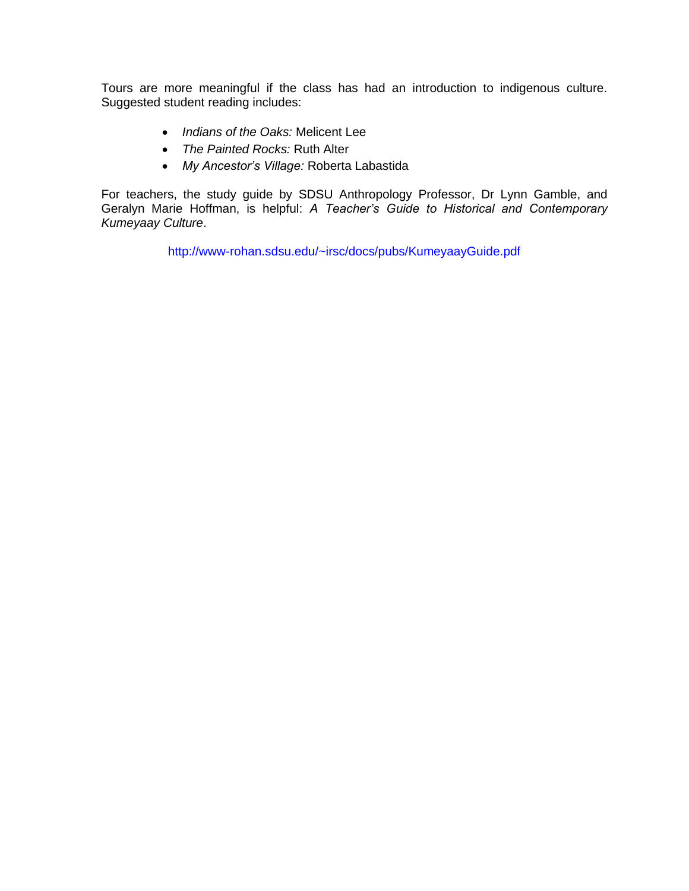Tours are more meaningful if the class has had an introduction to indigenous culture. Suggested student reading includes:

- *Indians of the Oaks:* Melicent Lee
- *The Painted Rocks:* Ruth Alter
- *My Ancestor's Village:* Roberta Labastida

For teachers, the study guide by SDSU Anthropology Professor, Dr Lynn Gamble, and Geralyn Marie Hoffman, is helpful: *A Teacher's Guide to Historical and Contemporary Kumeyaay Culture*.

http://www-rohan.sdsu.edu/~irsc/docs/pubs/KumeyaayGuide.pdf